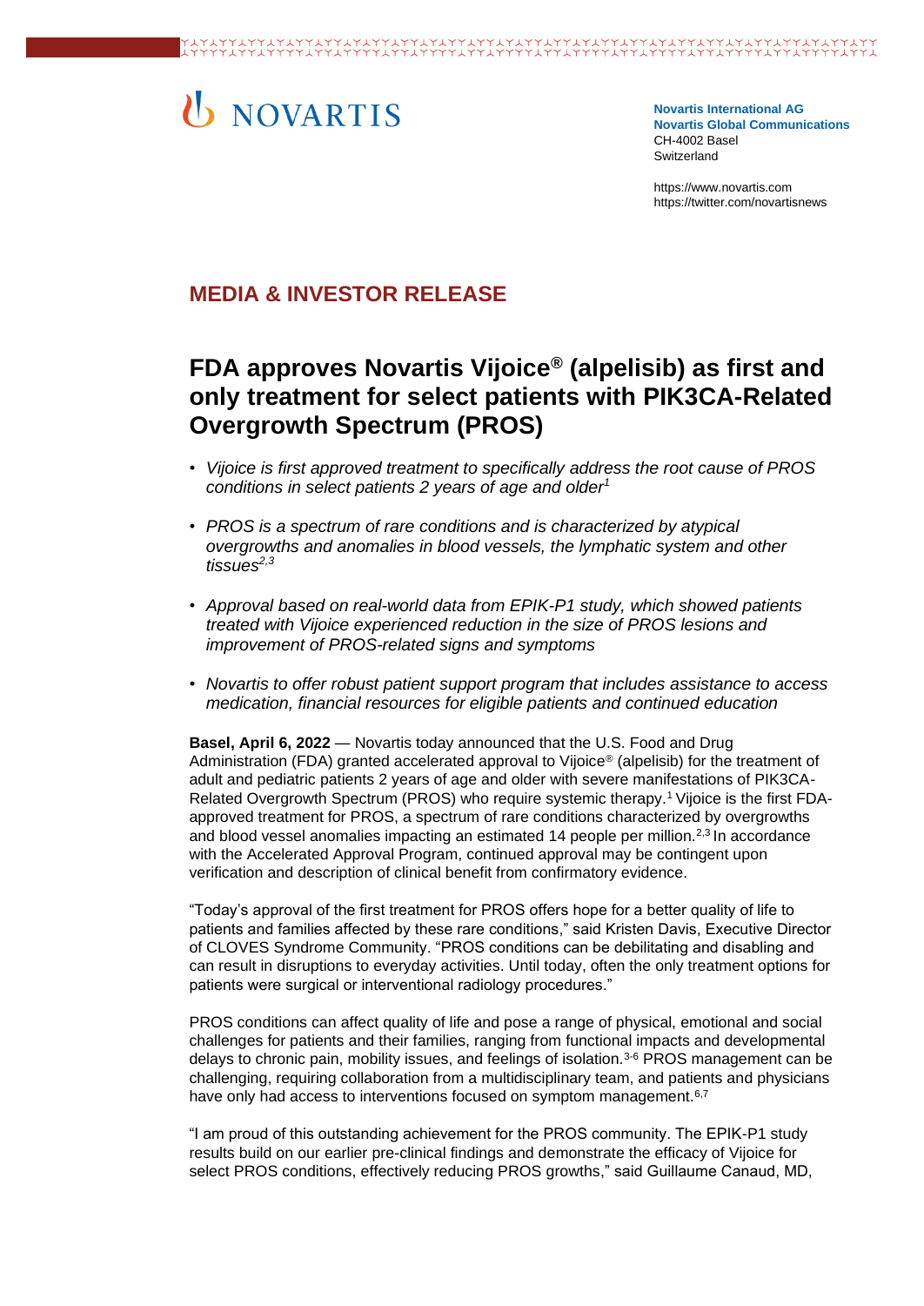NOVARTIS

**Novartis International AG**
**Novartis Global Communications**
CH-4002 Basel
Switzerland

https://www.novartis.com
https://twitter.com/novartisnews

## MEDIA & INVESTOR RELEASE

# FDA approves Novartis Vijoice® (alpelisib) as first and only treatment for select patients with PIK3CA-Related Overgrowth Spectrum (PROS)

- *Vijoice is first approved treatment to specifically address the root cause of PROS conditions in select patients 2 years of age and older*[1]
- *PROS is a spectrum of rare conditions and is characterized by atypical overgrowths and anomalies in blood vessels, the lymphatic system and other tissues*[2,3]
- *Approval based on real-world data from EPIK-P1 study, which showed patients treated with Vijoice experienced reduction in the size of PROS lesions and improvement of PROS-related signs and symptoms*
- *Novartis to offer robust patient support program that includes assistance to access medication, financial resources for eligible patients and continued education*

**Basel, April 6, 2022** — Novartis today announced that the U.S. Food and Drug Administration (FDA) granted accelerated approval to Vijoice® (alpelisib) for the treatment of adult and pediatric patients 2 years of age and older with severe manifestations of PIK3CA-Related Overgrowth Spectrum (PROS) who require systemic therapy.[1] Vijoice is the first FDA-approved treatment for PROS, a spectrum of rare conditions characterized by overgrowths and blood vessel anomalies impacting an estimated 14 people per million.[2,3] In accordance with the Accelerated Approval Program, continued approval may be contingent upon verification and description of clinical benefit from confirmatory evidence.

"Today's approval of the first treatment for PROS offers hope for a better quality of life to patients and families affected by these rare conditions," said Kristen Davis, Executive Director of CLOVES Syndrome Community. "PROS conditions can be debilitating and disabling and can result in disruptions to everyday activities. Until today, often the only treatment options for patients were surgical or interventional radiology procedures."

PROS conditions can affect quality of life and pose a range of physical, emotional and social challenges for patients and their families, ranging from functional impacts and developmental delays to chronic pain, mobility issues, and feelings of isolation.[3-6] PROS management can be challenging, requiring collaboration from a multidisciplinary team, and patients and physicians have only had access to interventions focused on symptom management.[6,7]

"I am proud of this outstanding achievement for the PROS community. The EPIK-P1 study results build on our earlier pre-clinical findings and demonstrate the efficacy of Vijoice for select PROS conditions, effectively reducing PROS growths," said Guillaume Canaud, MD,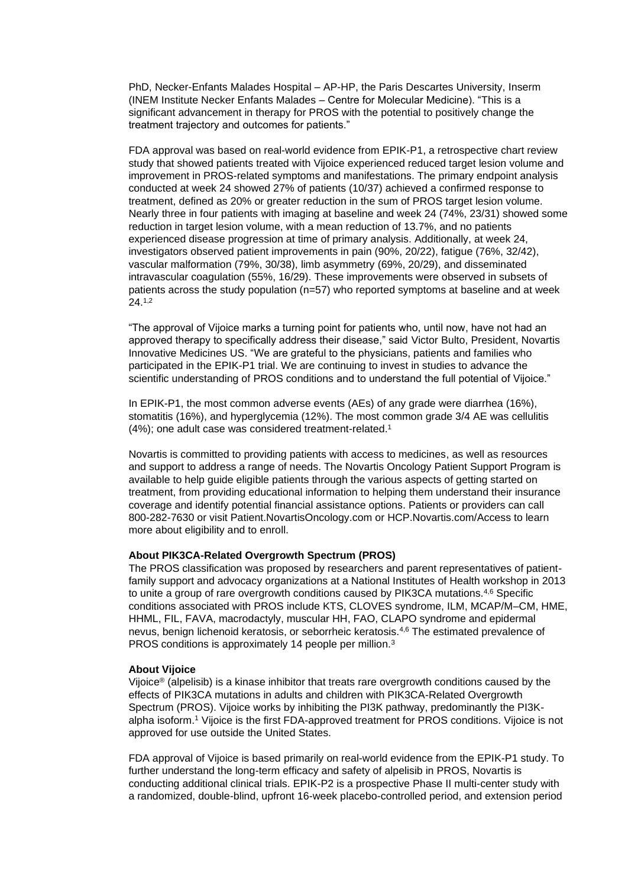PhD, Necker-Enfants Malades Hospital – AP-HP, the Paris Descartes University, Inserm (INEM Institute Necker Enfants Malades – Centre for Molecular Medicine). "This is a significant advancement in therapy for PROS with the potential to positively change the treatment trajectory and outcomes for patients."

FDA approval was based on real-world evidence from EPIK-P1, a retrospective chart review study that showed patients treated with Vijoice experienced reduced target lesion volume and improvement in PROS-related symptoms and manifestations. The primary endpoint analysis conducted at week 24 showed 27% of patients (10/37) achieved a confirmed response to treatment, defined as 20% or greater reduction in the sum of PROS target lesion volume. Nearly three in four patients with imaging at baseline and week 24 (74%, 23/31) showed some reduction in target lesion volume, with a mean reduction of 13.7%, and no patients experienced disease progression at time of primary analysis. Additionally, at week 24, investigators observed patient improvements in pain (90%, 20/22), fatigue (76%, 32/42), vascular malformation (79%, 30/38), limb asymmetry (69%, 20/29), and disseminated intravascular coagulation (55%, 16/29). These improvements were observed in subsets of patients across the study population (n=57) who reported symptoms at baseline and at week 24.[1,2]

"The approval of Vijoice marks a turning point for patients who, until now, have not had an approved therapy to specifically address their disease," said Victor Bulto, President, Novartis Innovative Medicines US. "We are grateful to the physicians, patients and families who participated in the EPIK-P1 trial. We are continuing to invest in studies to advance the scientific understanding of PROS conditions and to understand the full potential of Vijoice."

In EPIK-P1, the most common adverse events (AEs) of any grade were diarrhea (16%), stomatitis (16%), and hyperglycemia (12%). The most common grade 3/4 AE was cellulitis (4%); one adult case was considered treatment-related.[1]

Novartis is committed to providing patients with access to medicines, as well as resources and support to address a range of needs. The Novartis Oncology Patient Support Program is available to help guide eligible patients through the various aspects of getting started on treatment, from providing educational information to helping them understand their insurance coverage and identify potential financial assistance options. Patients or providers can call 800-282-7630 or visit Patient.NovartisOncology.com or HCP.Novartis.com/Access to learn more about eligibility and to enroll.

**About PIK3CA-Related Overgrowth Spectrum (PROS)**

The PROS classification was proposed by researchers and parent representatives of patient-family support and advocacy organizations at a National Institutes of Health workshop in 2013 to unite a group of rare overgrowth conditions caused by PIK3CA mutations.[4,6] Specific conditions associated with PROS include KTS, CLOVES syndrome, ILM, MCAP/M–CM, HME, HHML, FIL, FAVA, macrodactyly, muscular HH, FAO, CLAPO syndrome and epidermal nevus, benign lichenoid keratosis, or seborrheic keratosis.[4,6] The estimated prevalence of PROS conditions is approximately 14 people per million.[3]

**About Vijoice**

Vijoice® (alpelisib) is a kinase inhibitor that treats rare overgrowth conditions caused by the effects of PIK3CA mutations in adults and children with PIK3CA-Related Overgrowth Spectrum (PROS). Vijoice works by inhibiting the PI3K pathway, predominantly the PI3K-alpha isoform.[1] Vijoice is the first FDA-approved treatment for PROS conditions. Vijoice is not approved for use outside the United States.

FDA approval of Vijoice is based primarily on real-world evidence from the EPIK-P1 study. To further understand the long-term efficacy and safety of alpelisib in PROS, Novartis is conducting additional clinical trials. EPIK-P2 is a prospective Phase II multi-center study with a randomized, double-blind, upfront 16-week placebo-controlled period, and extension period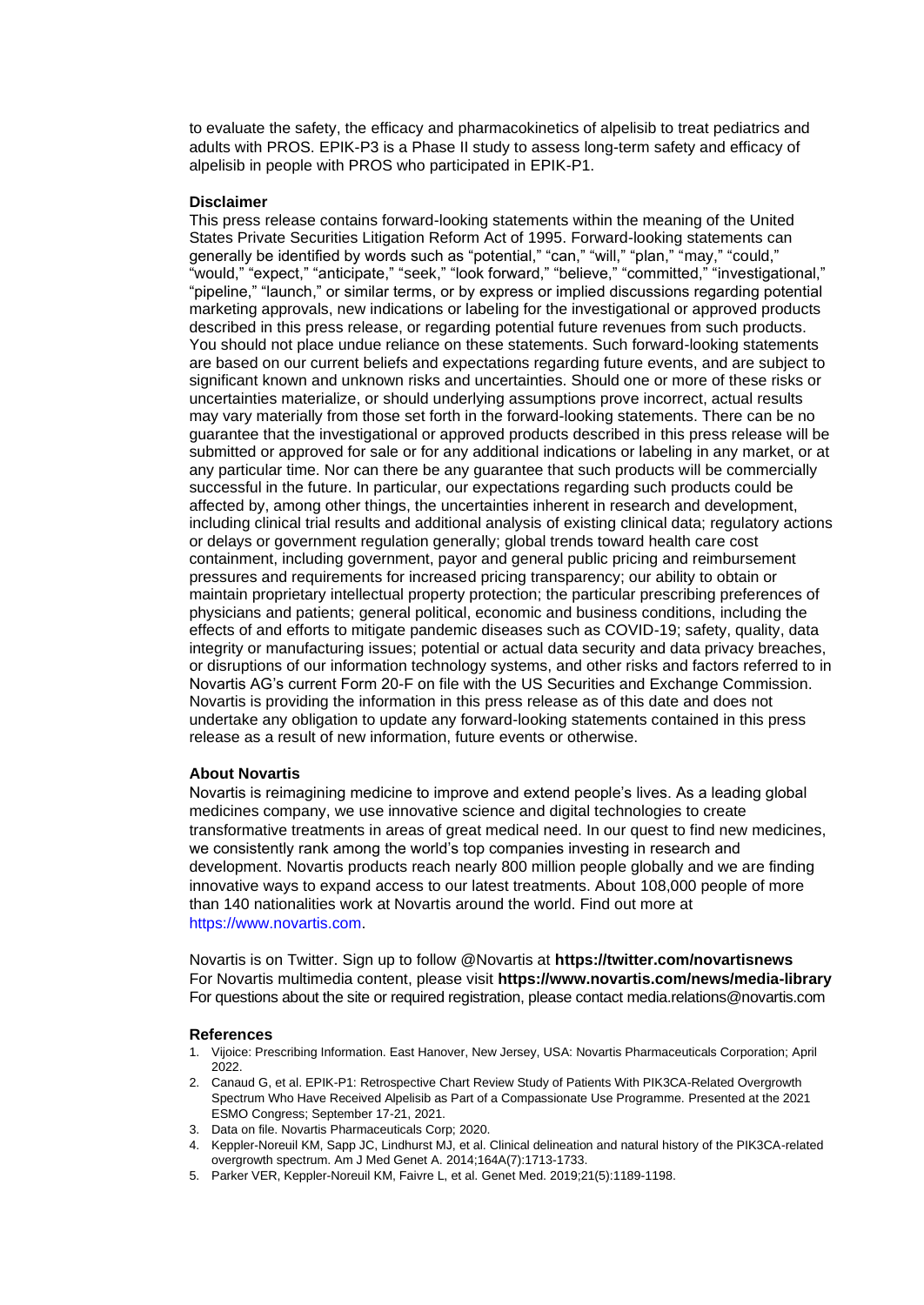to evaluate the safety, the efficacy and pharmacokinetics of alpelisib to treat pediatrics and adults with PROS. EPIK-P3 is a Phase II study to assess long-term safety and efficacy of alpelisib in people with PROS who participated in EPIK-P1.

**Disclaimer**

This press release contains forward-looking statements within the meaning of the United States Private Securities Litigation Reform Act of 1995. Forward-looking statements can generally be identified by words such as "potential," "can," "will," "plan," "may," "could," "would," "expect," "anticipate," "seek," "look forward," "believe," "committed," "investigational," "pipeline," "launch," or similar terms, or by express or implied discussions regarding potential marketing approvals, new indications or labeling for the investigational or approved products described in this press release, or regarding potential future revenues from such products. You should not place undue reliance on these statements. Such forward-looking statements are based on our current beliefs and expectations regarding future events, and are subject to significant known and unknown risks and uncertainties. Should one or more of these risks or uncertainties materialize, or should underlying assumptions prove incorrect, actual results may vary materially from those set forth in the forward-looking statements. There can be no guarantee that the investigational or approved products described in this press release will be submitted or approved for sale or for any additional indications or labeling in any market, or at any particular time. Nor can there be any guarantee that such products will be commercially successful in the future. In particular, our expectations regarding such products could be affected by, among other things, the uncertainties inherent in research and development, including clinical trial results and additional analysis of existing clinical data; regulatory actions or delays or government regulation generally; global trends toward health care cost containment, including government, payor and general public pricing and reimbursement pressures and requirements for increased pricing transparency; our ability to obtain or maintain proprietary intellectual property protection; the particular prescribing preferences of physicians and patients; general political, economic and business conditions, including the effects of and efforts to mitigate pandemic diseases such as COVID-19; safety, quality, data integrity or manufacturing issues; potential or actual data security and data privacy breaches, or disruptions of our information technology systems, and other risks and factors referred to in Novartis AG's current Form 20-F on file with the US Securities and Exchange Commission. Novartis is providing the information in this press release as of this date and does not undertake any obligation to update any forward-looking statements contained in this press release as a result of new information, future events or otherwise.

**About Novartis**

Novartis is reimagining medicine to improve and extend people's lives. As a leading global medicines company, we use innovative science and digital technologies to create transformative treatments in areas of great medical need. In our quest to find new medicines, we consistently rank among the world's top companies investing in research and development. Novartis products reach nearly 800 million people globally and we are finding innovative ways to expand access to our latest treatments. About 108,000 people of more than 140 nationalities work at Novartis around the world. Find out more at https://www.novartis.com.

Novartis is on Twitter. Sign up to follow @Novartis at **https://twitter.com/novartisnews**
For Novartis multimedia content, please visit **https://www.novartis.com/news/media-library**
For questions about the site or required registration, please contact media.relations@novartis.com

**References**

1. Vijoice: Prescribing Information. East Hanover, New Jersey, USA: Novartis Pharmaceuticals Corporation; April 2022.
2. Canaud G, et al. EPIK-P1: Retrospective Chart Review Study of Patients With PIK3CA-Related Overgrowth Spectrum Who Have Received Alpelisib as Part of a Compassionate Use Programme. Presented at the 2021 ESMO Congress; September 17-21, 2021.
3. Data on file. Novartis Pharmaceuticals Corp; 2020.
4. Keppler-Noreuil KM, Sapp JC, Lindhurst MJ, et al. Clinical delineation and natural history of the PIK3CA-related overgrowth spectrum. Am J Med Genet A. 2014;164A(7):1713-1733.
5. Parker VER, Keppler-Noreuil KM, Faivre L, et al. Genet Med. 2019;21(5):1189-1198.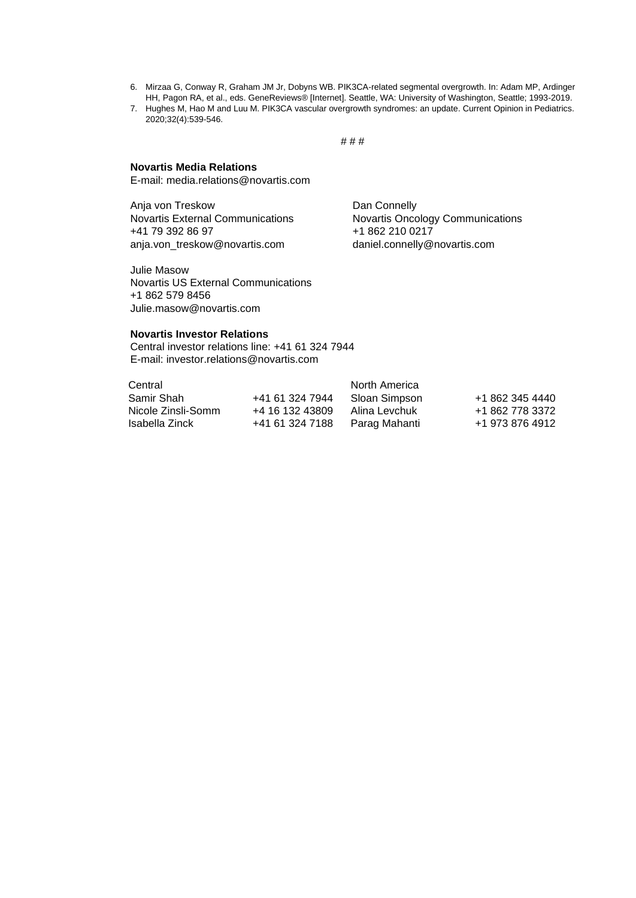6. Mirzaa G, Conway R, Graham JM Jr, Dobyns WB. PIK3CA-related segmental overgrowth. In: Adam MP, Ardinger HH, Pagon RA, et al., eds. GeneReviews® [Internet]. Seattle, WA: University of Washington, Seattle; 1993-2019.
7. Hughes M, Hao M and Luu M. PIK3CA vascular overgrowth syndromes: an update. Current Opinion in Pediatrics. 2020;32(4):539-546.

# # #

**Novartis Media Relations**
E-mail: media.relations@novartis.com

Anja von Treskow
Novartis External Communications
+41 79 392 86 97
anja.von_treskow@novartis.com

Dan Connelly
Novartis Oncology Communications
+1 862 210 0217
daniel.connelly@novartis.com

Julie Masow
Novartis US External Communications
+1 862 579 8456
Julie.masow@novartis.com

**Novartis Investor Relations**
Central investor relations line: +41 61 324 7944
E-mail: investor.relations@novartis.com

| | | | |
|---|---|---|---|
| Central | | North America | |
| Samir Shah | +41 61 324 7944 | Sloan Simpson | +1 862 345 4440 |
| Nicole Zinsli-Somm | +4 16 132 43809 | Alina Levchuk | +1 862 778 3372 |
| Isabella Zinck | +41 61 324 7188 | Parag Mahanti | +1 973 876 4912 |